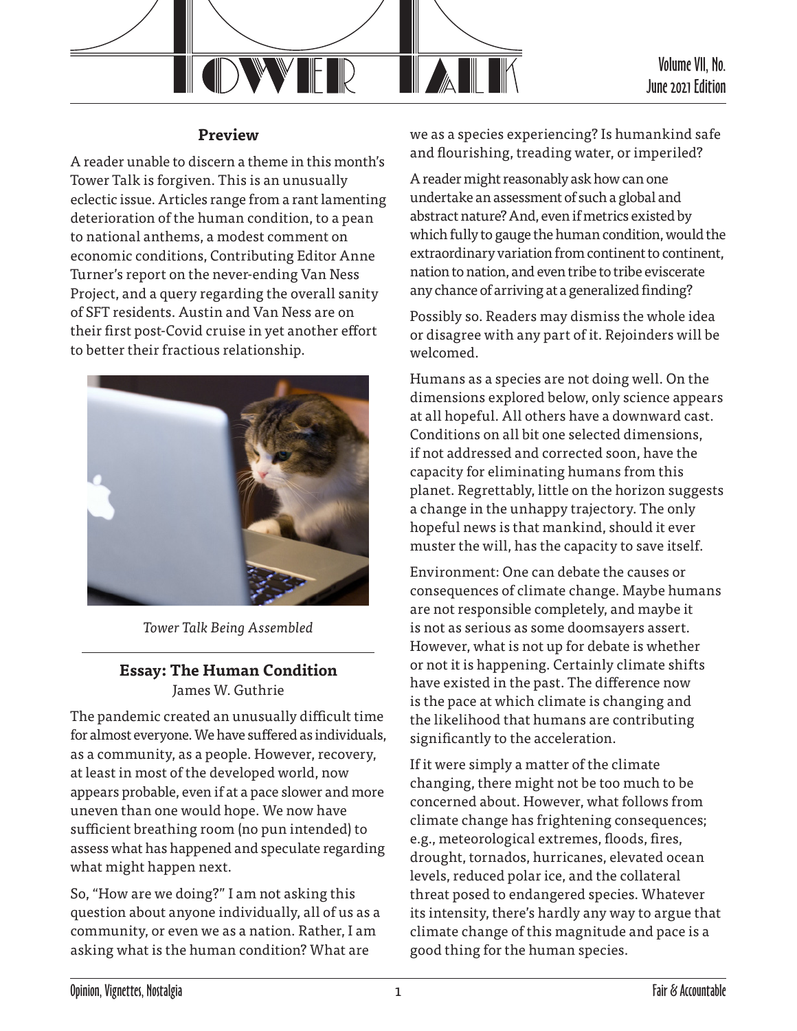# Tower Talk

Volume VII, No.
June 2021 Edition

## Preview

A reader unable to discern a theme in this month's Tower Talk is forgiven. This is an unusually eclectic issue. Articles range from a rant lamenting deterioration of the human condition, to a pean to national anthems, a modest comment on economic conditions, Contributing Editor Anne Turner's report on the never-ending Van Ness Project, and a query regarding the overall sanity of SFT residents. Austin and Van Ness are on their first post-Covid cruise in yet another effort to better their fractious relationship.

*Tower Talk Being Assembled*

## Essay: The Human Condition

James W. Guthrie

The pandemic created an unusually difficult time for almost everyone. We have suffered as individuals, as a community, as a people. However, recovery, at least in most of the developed world, now appears probable, even if at a pace slower and more uneven than one would hope. We now have sufficient breathing room (no pun intended) to assess what has happened and speculate regarding what might happen next.

So, "How are we doing?" I am not asking this question about anyone individually, all of us as a community, or even we as a nation. Rather, I am asking what is the human condition? What are we as a species experiencing? Is humankind safe and flourishing, treading water, or imperiled?

A reader might reasonably ask how can one undertake an assessment of such a global and abstract nature? And, even if metrics existed by which fully to gauge the human condition, would the extraordinary variation from continent to continent, nation to nation, and even tribe to tribe eviscerate any chance of arriving at a generalized finding?

Possibly so. Readers may dismiss the whole idea or disagree with any part of it. Rejoinders will be welcomed.

Humans as a species are not doing well. On the dimensions explored below, only science appears at all hopeful. All others have a downward cast. Conditions on all bit one selected dimensions, if not addressed and corrected soon, have the capacity for eliminating humans from this planet. Regrettably, little on the horizon suggests a change in the unhappy trajectory. The only hopeful news is that mankind, should it ever muster the will, has the capacity to save itself.

Environment: One can debate the causes or consequences of climate change. Maybe humans are not responsible completely, and maybe it is not as serious as some doomsayers assert. However, what is not up for debate is whether or not it is happening. Certainly climate shifts have existed in the past. The difference now is the pace at which climate is changing and the likelihood that humans are contributing significantly to the acceleration.

If it were simply a matter of the climate changing, there might not be too much to be concerned about. However, what follows from climate change has frightening consequences; e.g., meteorological extremes, floods, fires, drought, tornados, hurricanes, elevated ocean levels, reduced polar ice, and the collateral threat posed to endangered species. Whatever its intensity, there's hardly any way to argue that climate change of this magnitude and pace is a good thing for the human species.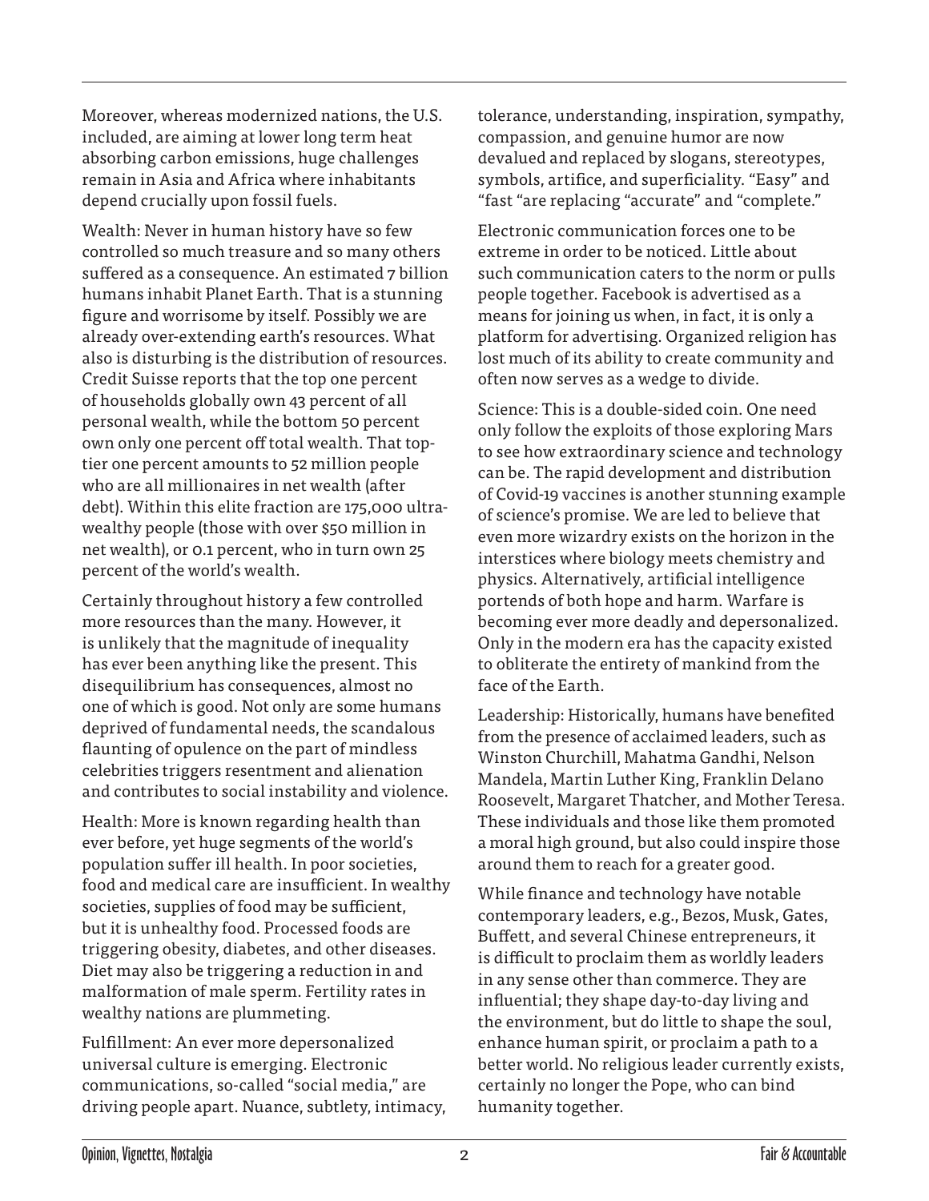Moreover, whereas modernized nations, the U.S. included, are aiming at lower long term heat absorbing carbon emissions, huge challenges remain in Asia and Africa where inhabitants depend crucially upon fossil fuels.

Wealth: Never in human history have so few controlled so much treasure and so many others suffered as a consequence. An estimated 7 billion humans inhabit Planet Earth. That is a stunning figure and worrisome by itself. Possibly we are already over-extending earth's resources. What also is disturbing is the distribution of resources. Credit Suisse reports that the top one percent of households globally own 43 percent of all personal wealth, while the bottom 50 percent own only one percent off total wealth. That top-tier one percent amounts to 52 million people who are all millionaires in net wealth (after debt). Within this elite fraction are 175,000 ultra-wealthy people (those with over $50 million in net wealth), or 0.1 percent, who in turn own 25 percent of the world's wealth.

Certainly throughout history a few controlled more resources than the many. However, it is unlikely that the magnitude of inequality has ever been anything like the present. This disequilibrium has consequences, almost no one of which is good. Not only are some humans deprived of fundamental needs, the scandalous flaunting of opulence on the part of mindless celebrities triggers resentment and alienation and contributes to social instability and violence.

Health: More is known regarding health than ever before, yet huge segments of the world's population suffer ill health. In poor societies, food and medical care are insufficient. In wealthy societies, supplies of food may be sufficient, but it is unhealthy food. Processed foods are triggering obesity, diabetes, and other diseases. Diet may also be triggering a reduction in and malformation of male sperm. Fertility rates in wealthy nations are plummeting.

Fulfillment: An ever more depersonalized universal culture is emerging. Electronic communications, so-called "social media," are driving people apart. Nuance, subtlety, intimacy, tolerance, understanding, inspiration, sympathy, compassion, and genuine humor are now devalued and replaced by slogans, stereotypes, symbols, artifice, and superficiality. "Easy" and "fast "are replacing "accurate" and "complete."

Electronic communication forces one to be extreme in order to be noticed. Little about such communication caters to the norm or pulls people together. Facebook is advertised as a means for joining us when, in fact, it is only a platform for advertising. Organized religion has lost much of its ability to create community and often now serves as a wedge to divide.

Science: This is a double-sided coin. One need only follow the exploits of those exploring Mars to see how extraordinary science and technology can be. The rapid development and distribution of Covid-19 vaccines is another stunning example of science's promise. We are led to believe that even more wizardry exists on the horizon in the interstices where biology meets chemistry and physics. Alternatively, artificial intelligence portends of both hope and harm. Warfare is becoming ever more deadly and depersonalized. Only in the modern era has the capacity existed to obliterate the entirety of mankind from the face of the Earth.

Leadership: Historically, humans have benefited from the presence of acclaimed leaders, such as Winston Churchill, Mahatma Gandhi, Nelson Mandela, Martin Luther King, Franklin Delano Roosevelt, Margaret Thatcher, and Mother Teresa. These individuals and those like them promoted a moral high ground, but also could inspire those around them to reach for a greater good.

While finance and technology have notable contemporary leaders, e.g., Bezos, Musk, Gates, Buffett, and several Chinese entrepreneurs, it is difficult to proclaim them as worldly leaders in any sense other than commerce. They are influential; they shape day-to-day living and the environment, but do little to shape the soul, enhance human spirit, or proclaim a path to a better world. No religious leader currently exists, certainly no longer the Pope, who can bind humanity together.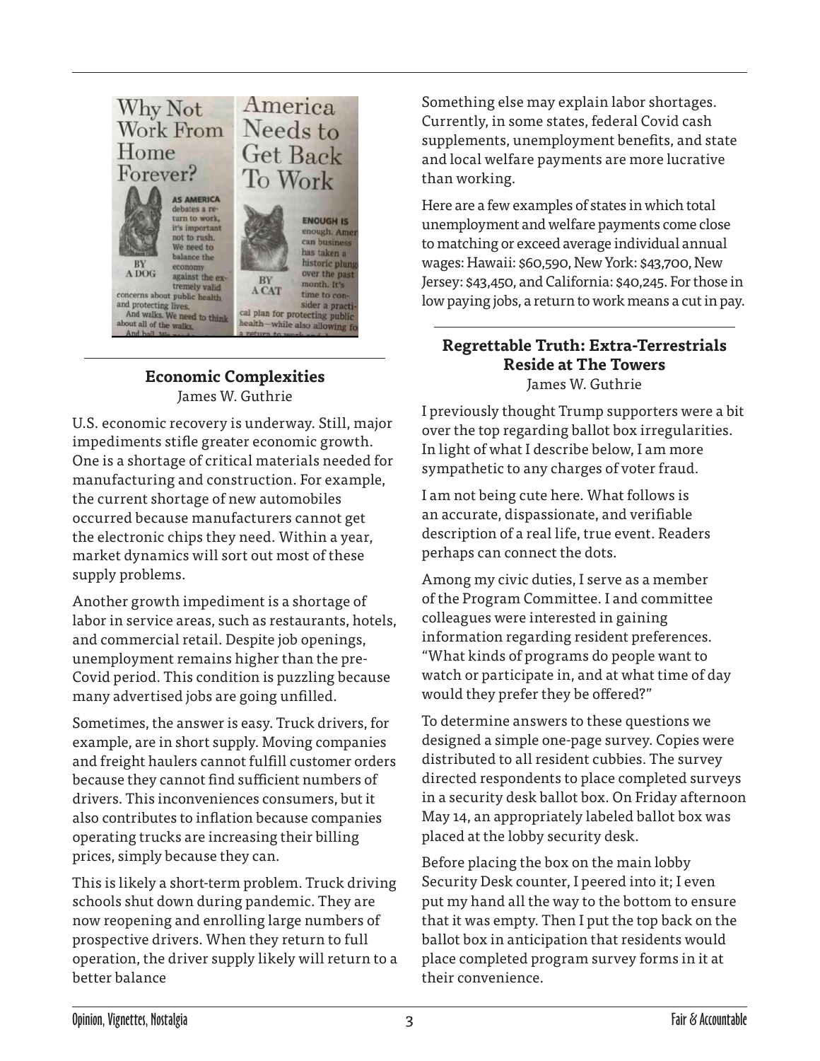## Economic Complexities

James W. Guthrie

U.S. economic recovery is underway. Still, major impediments stifle greater economic growth. One is a shortage of critical materials needed for manufacturing and construction. For example, the current shortage of new automobiles occurred because manufacturers cannot get the electronic chips they need. Within a year, market dynamics will sort out most of these supply problems.

Another growth impediment is a shortage of labor in service areas, such as restaurants, hotels, and commercial retail. Despite job openings, unemployment remains higher than the pre-Covid period. This condition is puzzling because many advertised jobs are going unfilled.

Sometimes, the answer is easy. Truck drivers, for example, are in short supply. Moving companies and freight haulers cannot fulfill customer orders because they cannot find sufficient numbers of drivers. This inconveniences consumers, but it also contributes to inflation because companies operating trucks are increasing their billing prices, simply because they can.

This is likely a short-term problem. Truck driving schools shut down during pandemic. They are now reopening and enrolling large numbers of prospective drivers. When they return to full operation, the driver supply likely will return to a better balance

Something else may explain labor shortages. Currently, in some states, federal Covid cash supplements, unemployment benefits, and state and local welfare payments are more lucrative than working.

Here are a few examples of states in which total unemployment and welfare payments come close to matching or exceed average individual annual wages: Hawaii: $60,590, New York: $43,700, New Jersey: $43,450, and California: $40,245. For those in low paying jobs, a return to work means a cut in pay.

## Regrettable Truth: Extra-Terrestrials Reside at The Towers

James W. Guthrie

I previously thought Trump supporters were a bit over the top regarding ballot box irregularities. In light of what I describe below, I am more sympathetic to any charges of voter fraud.

I am not being cute here. What follows is an accurate, dispassionate, and verifiable description of a real life, true event. Readers perhaps can connect the dots.

Among my civic duties, I serve as a member of the Program Committee. I and committee colleagues were interested in gaining information regarding resident preferences. "What kinds of programs do people want to watch or participate in, and at what time of day would they prefer they be offered?"

To determine answers to these questions we designed a simple one-page survey. Copies were distributed to all resident cubbies. The survey directed respondents to place completed surveys in a security desk ballot box. On Friday afternoon May 14, an appropriately labeled ballot box was placed at the lobby security desk.

Before placing the box on the main lobby Security Desk counter, I peered into it; I even put my hand all the way to the bottom to ensure that it was empty. Then I put the top back on the ballot box in anticipation that residents would place completed program survey forms in it at their convenience.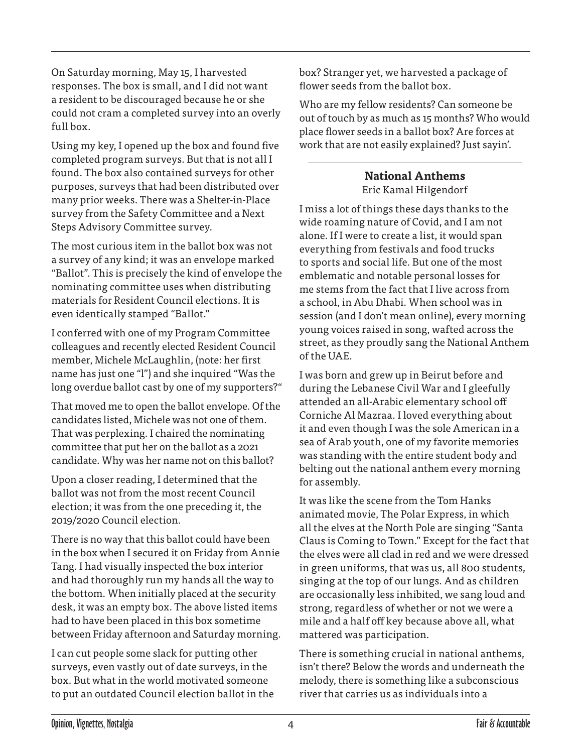On Saturday morning, May 15, I harvested responses. The box is small, and I did not want a resident to be discouraged because he or she could not cram a completed survey into an overly full box.

Using my key, I opened up the box and found five completed program surveys. But that is not all I found. The box also contained surveys for other purposes, surveys that had been distributed over many prior weeks. There was a Shelter-in-Place survey from the Safety Committee and a Next Steps Advisory Committee survey.

The most curious item in the ballot box was not a survey of any kind; it was an envelope marked "Ballot". This is precisely the kind of envelope the nominating committee uses when distributing materials for Resident Council elections. It is even identically stamped "Ballot."

I conferred with one of my Program Committee colleagues and recently elected Resident Council member, Michele McLaughlin, (note: her first name has just one "l") and she inquired "Was the long overdue ballot cast by one of my supporters?"

That moved me to open the ballot envelope. Of the candidates listed, Michele was not one of them. That was perplexing. I chaired the nominating committee that put her on the ballot as a 2021 candidate. Why was her name not on this ballot?

Upon a closer reading, I determined that the ballot was not from the most recent Council election; it was from the one preceding it, the 2019/2020 Council election.

There is no way that this ballot could have been in the box when I secured it on Friday from Annie Tang. I had visually inspected the box interior and had thoroughly run my hands all the way to the bottom. When initially placed at the security desk, it was an empty box. The above listed items had to have been placed in this box sometime between Friday afternoon and Saturday morning.

I can cut people some slack for putting other surveys, even vastly out of date surveys, in the box. But what in the world motivated someone to put an outdated Council election ballot in the box? Stranger yet, we harvested a package of flower seeds from the ballot box.

Who are my fellow residents? Can someone be out of touch by as much as 15 months? Who would place flower seeds in a ballot box? Are forces at work that are not easily explained? Just sayin'.

---

## National Anthems

Eric Kamal Hilgendorf

I miss a lot of things these days thanks to the wide roaming nature of Covid, and I am not alone. If I were to create a list, it would span everything from festivals and food trucks to sports and social life. But one of the most emblematic and notable personal losses for me stems from the fact that I live across from a school, in Abu Dhabi. When school was in session (and I don't mean online), every morning young voices raised in song, wafted across the street, as they proudly sang the National Anthem of the UAE.

I was born and grew up in Beirut before and during the Lebanese Civil War and I gleefully attended an all-Arabic elementary school off Corniche Al Mazraa. I loved everything about it and even though I was the sole American in a sea of Arab youth, one of my favorite memories was standing with the entire student body and belting out the national anthem every morning for assembly.

It was like the scene from the Tom Hanks animated movie, The Polar Express, in which all the elves at the North Pole are singing "Santa Claus is Coming to Town." Except for the fact that the elves were all clad in red and we were dressed in green uniforms, that was us, all 800 students, singing at the top of our lungs. And as children are occasionally less inhibited, we sang loud and strong, regardless of whether or not we were a mile and a half off key because above all, what mattered was participation.

There is something crucial in national anthems, isn't there? Below the words and underneath the melody, there is something like a subconscious river that carries us as individuals into a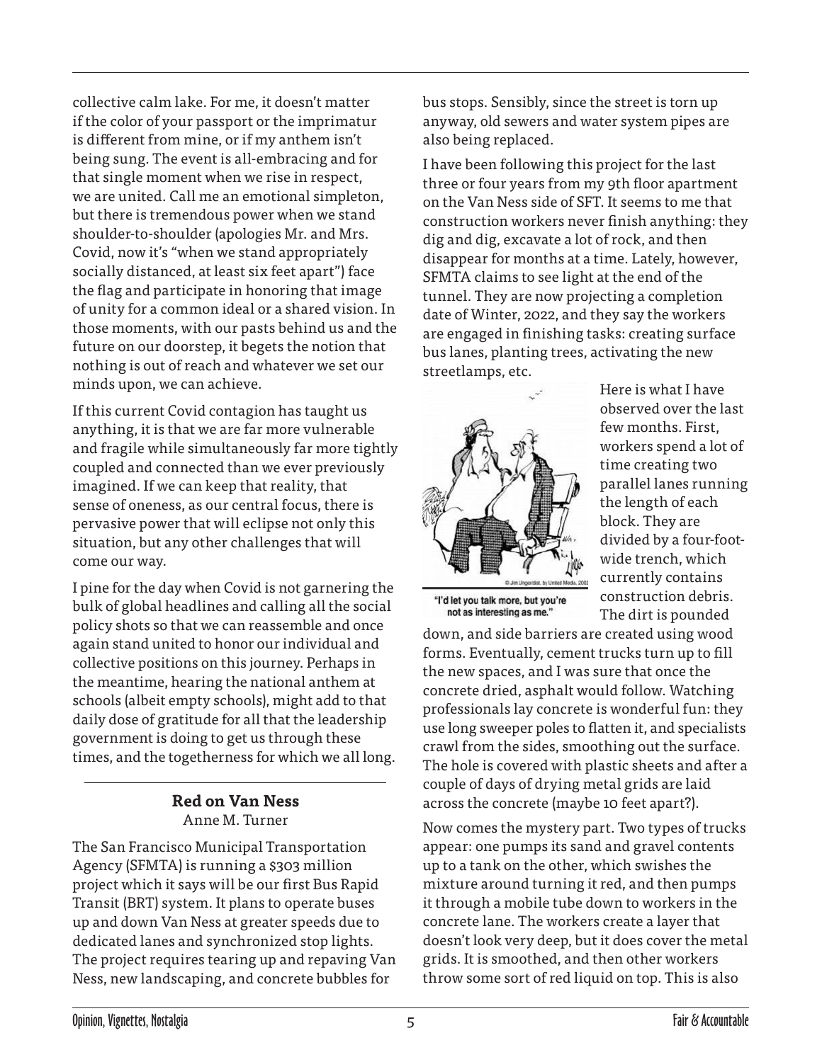collective calm lake. For me, it doesn't matter if the color of your passport or the imprimatur is different from mine, or if my anthem isn't being sung. The event is all-embracing and for that single moment when we rise in respect, we are united. Call me an emotional simpleton, but there is tremendous power when we stand shoulder-to-shoulder (apologies Mr. and Mrs. Covid, now it's "when we stand appropriately socially distanced, at least six feet apart") face the flag and participate in honoring that image of unity for a common ideal or a shared vision. In those moments, with our pasts behind us and the future on our doorstep, it begets the notion that nothing is out of reach and whatever we set our minds upon, we can achieve.

If this current Covid contagion has taught us anything, it is that we are far more vulnerable and fragile while simultaneously far more tightly coupled and connected than we ever previously imagined. If we can keep that reality, that sense of oneness, as our central focus, there is pervasive power that will eclipse not only this situation, but any other challenges that will come our way.

I pine for the day when Covid is not garnering the bulk of global headlines and calling all the social policy shots so that we can reassemble and once again stand united to honor our individual and collective positions on this journey. Perhaps in the meantime, hearing the national anthem at schools (albeit empty schools), might add to that daily dose of gratitude for all that the leadership government is doing to get us through these times, and the togetherness for which we all long.

---

## Red on Van Ness

Anne M. Turner

The San Francisco Municipal Transportation Agency (SFMTA) is running a $303 million project which it says will be our first Bus Rapid Transit (BRT) system. It plans to operate buses up and down Van Ness at greater speeds due to dedicated lanes and synchronized stop lights. The project requires tearing up and repaving Van Ness, new landscaping, and concrete bubbles for bus stops. Sensibly, since the street is torn up anyway, old sewers and water system pipes are also being replaced.

I have been following this project for the last three or four years from my 9th floor apartment on the Van Ness side of SFT. It seems to me that construction workers never finish anything: they dig and dig, excavate a lot of rock, and then disappear for months at a time. Lately, however, SFMTA claims to see light at the end of the tunnel. They are now projecting a completion date of Winter, 2022, and they say the workers are engaged in finishing tasks: creating surface bus lanes, planting trees, activating the new streetlamps, etc.

"I'd let you talk more, but you're not as interesting as me."

Here is what I have observed over the last few months. First, workers spend a lot of time creating two parallel lanes running the length of each block. They are divided by a four-foot-wide trench, which currently contains construction debris. The dirt is pounded down, and side barriers are created using wood forms. Eventually, cement trucks turn up to fill the new spaces, and I was sure that once the concrete dried, asphalt would follow. Watching professionals lay concrete is wonderful fun: they use long sweeper poles to flatten it, and specialists crawl from the sides, smoothing out the surface. The hole is covered with plastic sheets and after a couple of days of drying metal grids are laid across the concrete (maybe 10 feet apart?).

Now comes the mystery part. Two types of trucks appear: one pumps its sand and gravel contents up to a tank on the other, which swishes the mixture around turning it red, and then pumps it through a mobile tube down to workers in the concrete lane. The workers create a layer that doesn't look very deep, but it does cover the metal grids. It is smoothed, and then other workers throw some sort of red liquid on top. This is also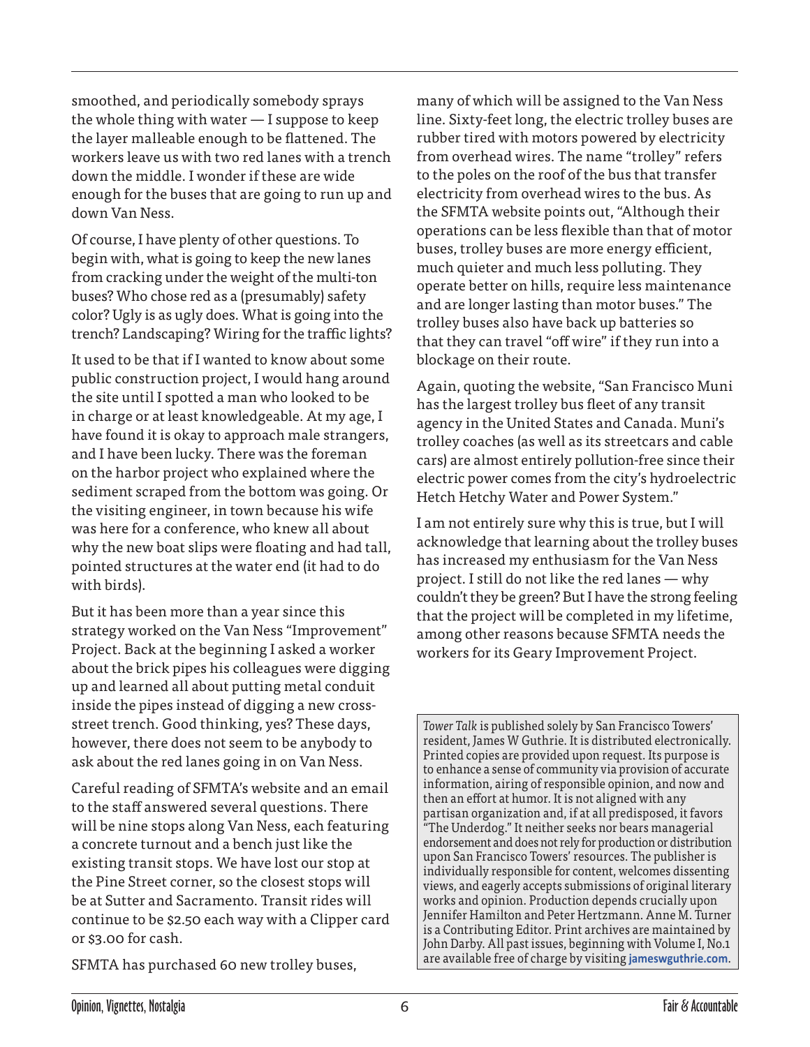smoothed, and periodically somebody sprays the whole thing with water — I suppose to keep the layer malleable enough to be flattened. The workers leave us with two red lanes with a trench down the middle. I wonder if these are wide enough for the buses that are going to run up and down Van Ness.

Of course, I have plenty of other questions. To begin with, what is going to keep the new lanes from cracking under the weight of the multi-ton buses? Who chose red as a (presumably) safety color? Ugly is as ugly does. What is going into the trench? Landscaping? Wiring for the traffic lights?

It used to be that if I wanted to know about some public construction project, I would hang around the site until I spotted a man who looked to be in charge or at least knowledgeable. At my age, I have found it is okay to approach male strangers, and I have been lucky. There was the foreman on the harbor project who explained where the sediment scraped from the bottom was going. Or the visiting engineer, in town because his wife was here for a conference, who knew all about why the new boat slips were floating and had tall, pointed structures at the water end (it had to do with birds).

But it has been more than a year since this strategy worked on the Van Ness "Improvement" Project. Back at the beginning I asked a worker about the brick pipes his colleagues were digging up and learned all about putting metal conduit inside the pipes instead of digging a new cross-street trench. Good thinking, yes? These days, however, there does not seem to be anybody to ask about the red lanes going in on Van Ness.

Careful reading of SFMTA's website and an email to the staff answered several questions. There will be nine stops along Van Ness, each featuring a concrete turnout and a bench just like the existing transit stops. We have lost our stop at the Pine Street corner, so the closest stops will be at Sutter and Sacramento. Transit rides will continue to be $2.50 each way with a Clipper card or $3.00 for cash.

SFMTA has purchased 60 new trolley buses, many of which will be assigned to the Van Ness line. Sixty-feet long, the electric trolley buses are rubber tired with motors powered by electricity from overhead wires. The name "trolley" refers to the poles on the roof of the bus that transfer electricity from overhead wires to the bus. As the SFMTA website points out, "Although their operations can be less flexible than that of motor buses, trolley buses are more energy efficient, much quieter and much less polluting. They operate better on hills, require less maintenance and are longer lasting than motor buses." The trolley buses also have back up batteries so that they can travel "off wire" if they run into a blockage on their route.

Again, quoting the website, "San Francisco Muni has the largest trolley bus fleet of any transit agency in the United States and Canada. Muni's trolley coaches (as well as its streetcars and cable cars) are almost entirely pollution-free since their electric power comes from the city's hydroelectric Hetch Hetchy Water and Power System."

I am not entirely sure why this is true, but I will acknowledge that learning about the trolley buses has increased my enthusiasm for the Van Ness project. I still do not like the red lanes — why couldn't they be green? But I have the strong feeling that the project will be completed in my lifetime, among other reasons because SFMTA needs the workers for its Geary Improvement Project.

*Tower Talk* is published solely by San Francisco Towers' resident, James W Guthrie. It is distributed electronically. Printed copies are provided upon request. Its purpose is to enhance a sense of community via provision of accurate information, airing of responsible opinion, and now and then an effort at humor. It is not aligned with any partisan organization and, if at all predisposed, it favors "The Underdog." It neither seeks nor bears managerial endorsement and does not rely for production or distribution upon San Francisco Towers' resources. The publisher is individually responsible for content, welcomes dissenting views, and eagerly accepts submissions of original literary works and opinion. Production depends crucially upon Jennifer Hamilton and Peter Hertzmann. Anne M. Turner is a Contributing Editor. Print archives are maintained by John Darby. All past issues, beginning with Volume I, No.1 are available free of charge by visiting **jameswguthrie.com**.